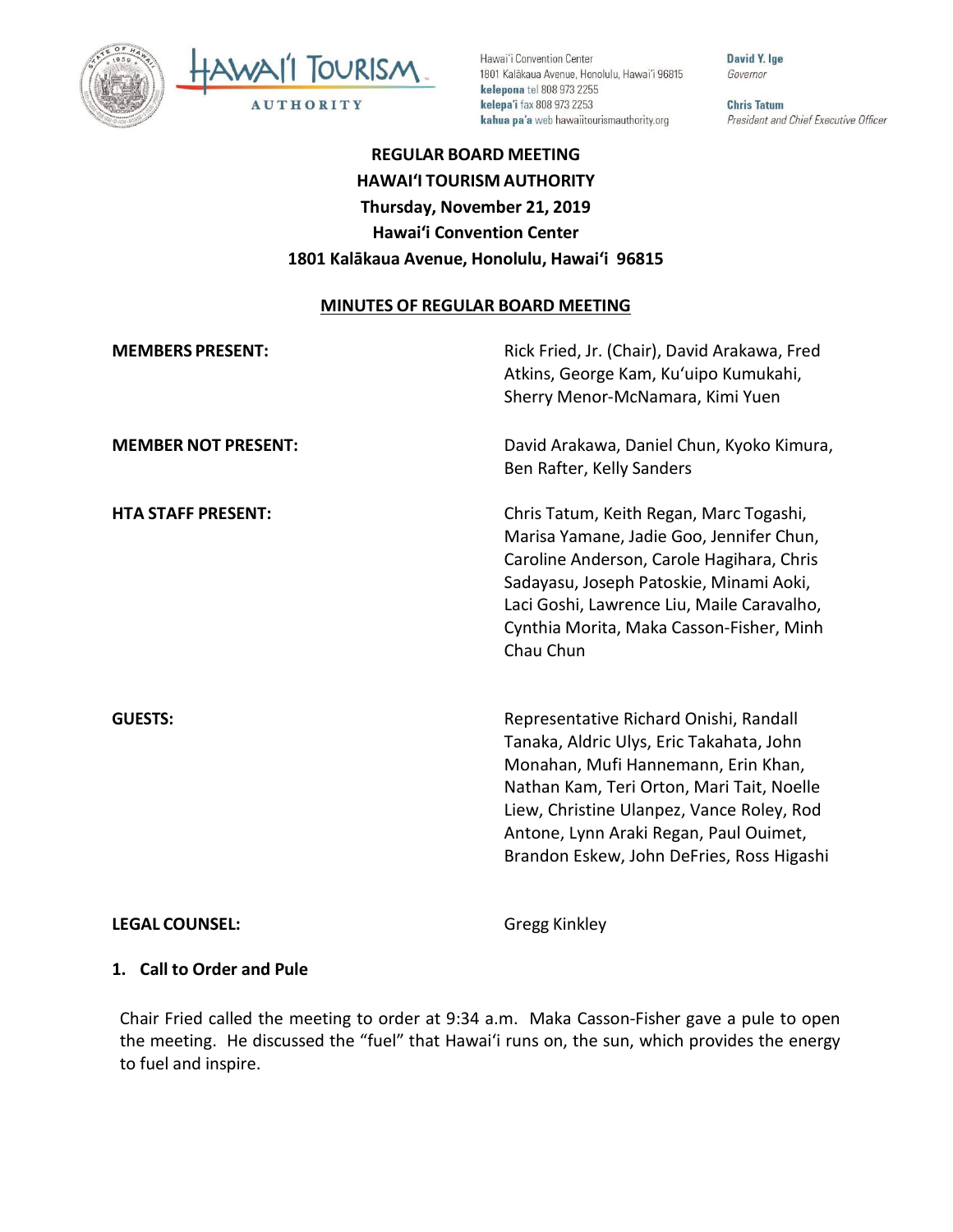Hawaiʻi Convention Center
1801 Kalākaua Avenue, Honolulu, Hawaiʻi 96815
**kelepona** tel 808 973 2255
**kelepaʻi** fax 808 973 2253
**kahua paʻa** web hawaiitourismauthority.org

**David Y. Ige**
*Governor*

**Chris Tatum**
*President and Chief Executive Officer*

**REGULAR BOARD MEETING**
**HAWAIʻI TOURISM AUTHORITY**
**Thursday, November 21, 2019**
**Hawaiʻi Convention Center**
**1801 Kalākaua Avenue, Honolulu, Hawaiʻi 96815**

**MINUTES OF REGULAR BOARD MEETING**

| | |
|---|---|
| **MEMBERS PRESENT:** | Rick Fried, Jr. (Chair), David Arakawa, Fred Atkins, George Kam, Kuʻuipo Kumukahi, Sherry Menor-McNamara, Kimi Yuen |
| **MEMBER NOT PRESENT:** | David Arakawa, Daniel Chun, Kyoko Kimura, Ben Rafter, Kelly Sanders |
| **HTA STAFF PRESENT:** | Chris Tatum, Keith Regan, Marc Togashi, Marisa Yamane, Jadie Goo, Jennifer Chun, Caroline Anderson, Carole Hagihara, Chris Sadayasu, Joseph Patoskie, Minami Aoki, Laci Goshi, Lawrence Liu, Maile Caravalho, Cynthia Morita, Maka Casson-Fisher, Minh Chau Chun |
| **GUESTS:** | Representative Richard Onishi, Randall Tanaka, Aldric Ulys, Eric Takahata, John Monahan, Mufi Hannemann, Erin Khan, Nathan Kam, Teri Orton, Mari Tait, Noelle Liew, Christine Ulanpez, Vance Roley, Rod Antone, Lynn Araki Regan, Paul Ouimet, Brandon Eskew, John DeFries, Ross Higashi |
| **LEGAL COUNSEL:** | Gregg Kinkley |

## 1. Call to Order and Pule

Chair Fried called the meeting to order at 9:34 a.m. Maka Casson-Fisher gave a pule to open the meeting. He discussed the “fuel” that Hawaiʻi runs on, the sun, which provides the energy to fuel and inspire.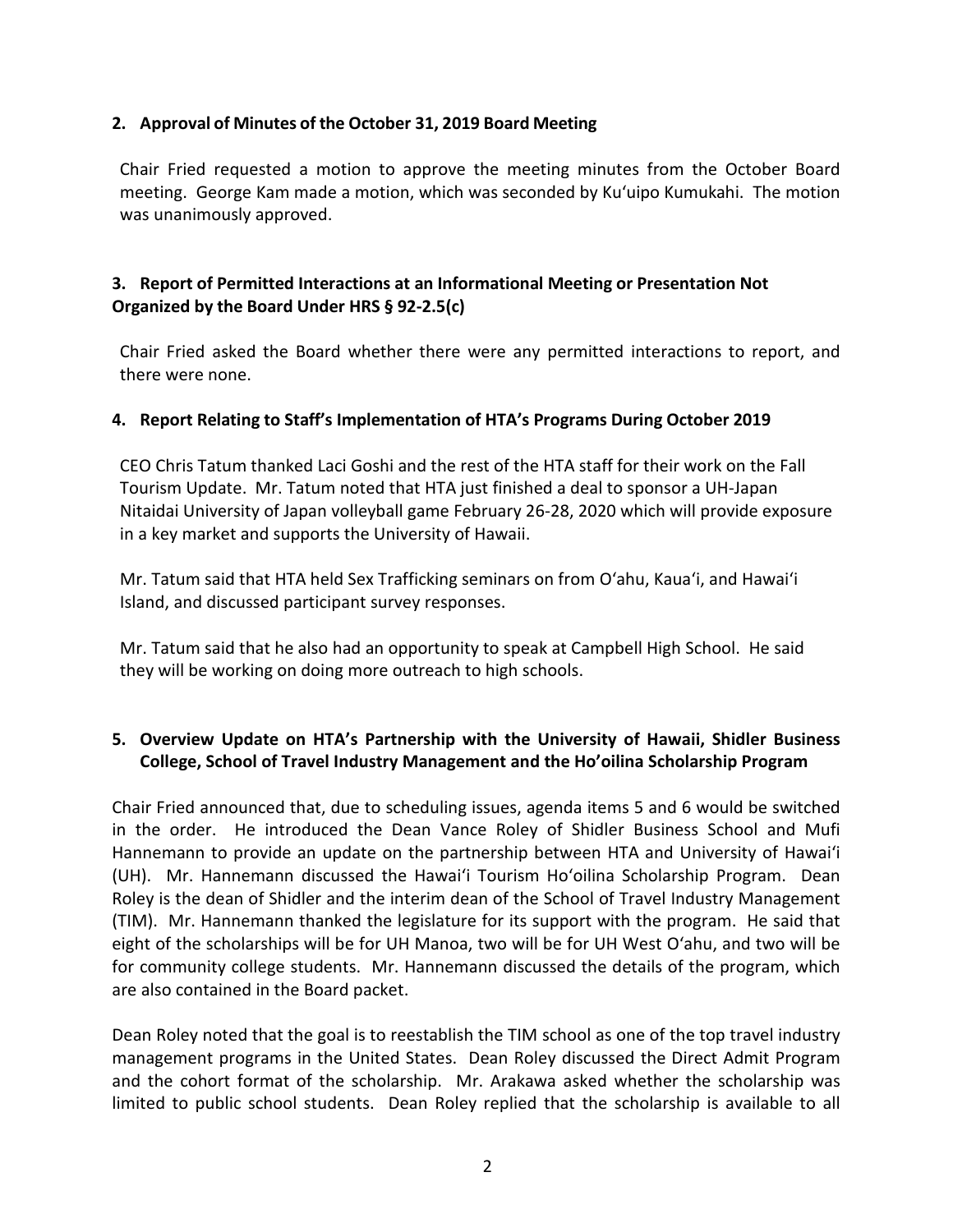## 2. Approval of Minutes of the October 31, 2019 Board Meeting

Chair Fried requested a motion to approve the meeting minutes from the October Board meeting. George Kam made a motion, which was seconded by Kuʻuipo Kumukahi. The motion was unanimously approved.

## 3. Report of Permitted Interactions at an Informational Meeting or Presentation Not Organized by the Board Under HRS § 92-2.5(c)

Chair Fried asked the Board whether there were any permitted interactions to report, and there were none.

## 4. Report Relating to Staff's Implementation of HTA's Programs During October 2019

CEO Chris Tatum thanked Laci Goshi and the rest of the HTA staff for their work on the Fall Tourism Update. Mr. Tatum noted that HTA just finished a deal to sponsor a UH-Japan Nitaidai University of Japan volleyball game February 26-28, 2020 which will provide exposure in a key market and supports the University of Hawaii.

Mr. Tatum said that HTA held Sex Trafficking seminars on from Oʻahu, Kauaʻi, and Hawaiʻi Island, and discussed participant survey responses.

Mr. Tatum said that he also had an opportunity to speak at Campbell High School. He said they will be working on doing more outreach to high schools.

## 5. Overview Update on HTA's Partnership with the University of Hawaii, Shidler Business College, School of Travel Industry Management and the Ho'oilina Scholarship Program

Chair Fried announced that, due to scheduling issues, agenda items 5 and 6 would be switched in the order. He introduced the Dean Vance Roley of Shidler Business School and Mufi Hannemann to provide an update on the partnership between HTA and University of Hawaiʻi (UH). Mr. Hannemann discussed the Hawaiʻi Tourism Hoʻoilina Scholarship Program. Dean Roley is the dean of Shidler and the interim dean of the School of Travel Industry Management (TIM). Mr. Hannemann thanked the legislature for its support with the program. He said that eight of the scholarships will be for UH Manoa, two will be for UH West Oʻahu, and two will be for community college students. Mr. Hannemann discussed the details of the program, which are also contained in the Board packet.

Dean Roley noted that the goal is to reestablish the TIM school as one of the top travel industry management programs in the United States. Dean Roley discussed the Direct Admit Program and the cohort format of the scholarship. Mr. Arakawa asked whether the scholarship was limited to public school students. Dean Roley replied that the scholarship is available to all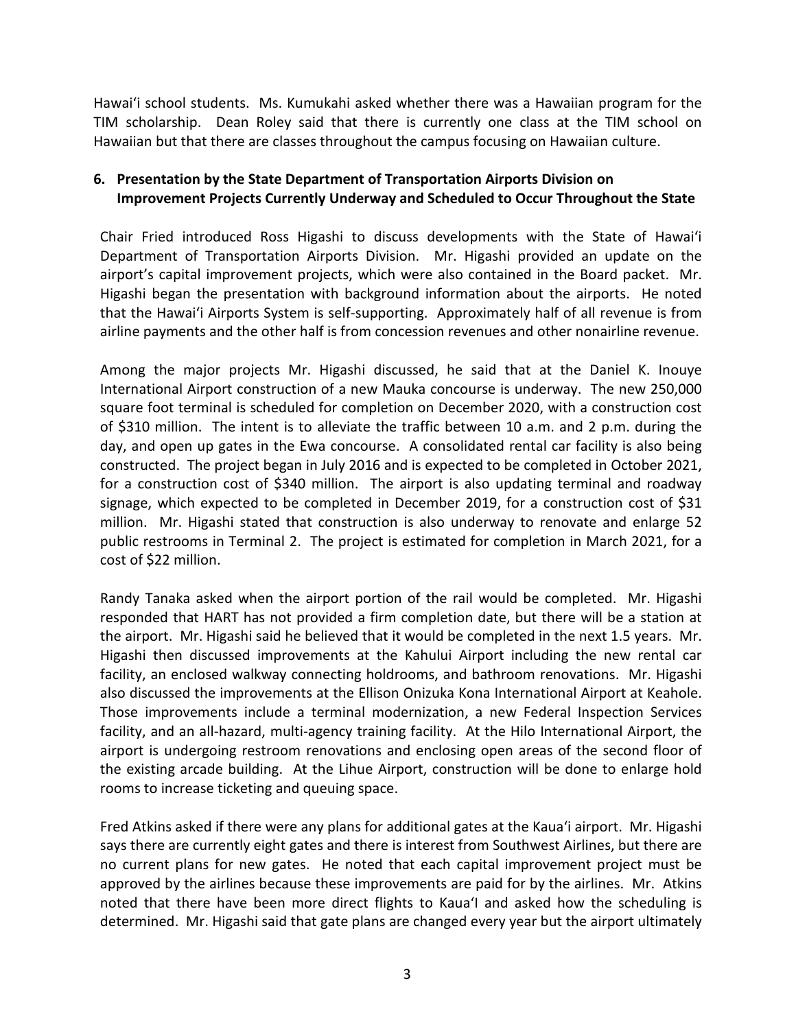Hawaiʻi school students. Ms. Kumukahi asked whether there was a Hawaiian program for the TIM scholarship. Dean Roley said that there is currently one class at the TIM school on Hawaiian but that there are classes throughout the campus focusing on Hawaiian culture.

**6. Presentation by the State Department of Transportation Airports Division on Improvement Projects Currently Underway and Scheduled to Occur Throughout the State**

Chair Fried introduced Ross Higashi to discuss developments with the State of Hawaiʻi Department of Transportation Airports Division. Mr. Higashi provided an update on the airport's capital improvement projects, which were also contained in the Board packet. Mr. Higashi began the presentation with background information about the airports. He noted that the Hawaiʻi Airports System is self-supporting. Approximately half of all revenue is from airline payments and the other half is from concession revenues and other nonairline revenue.

Among the major projects Mr. Higashi discussed, he said that at the Daniel K. Inouye International Airport construction of a new Mauka concourse is underway. The new 250,000 square foot terminal is scheduled for completion on December 2020, with a construction cost of $310 million. The intent is to alleviate the traffic between 10 a.m. and 2 p.m. during the day, and open up gates in the Ewa concourse. A consolidated rental car facility is also being constructed. The project began in July 2016 and is expected to be completed in October 2021, for a construction cost of $340 million. The airport is also updating terminal and roadway signage, which expected to be completed in December 2019, for a construction cost of $31 million. Mr. Higashi stated that construction is also underway to renovate and enlarge 52 public restrooms in Terminal 2. The project is estimated for completion in March 2021, for a cost of $22 million.

Randy Tanaka asked when the airport portion of the rail would be completed. Mr. Higashi responded that HART has not provided a firm completion date, but there will be a station at the airport. Mr. Higashi said he believed that it would be completed in the next 1.5 years. Mr. Higashi then discussed improvements at the Kahului Airport including the new rental car facility, an enclosed walkway connecting holdrooms, and bathroom renovations. Mr. Higashi also discussed the improvements at the Ellison Onizuka Kona International Airport at Keahole. Those improvements include a terminal modernization, a new Federal Inspection Services facility, and an all-hazard, multi-agency training facility. At the Hilo International Airport, the airport is undergoing restroom renovations and enclosing open areas of the second floor of the existing arcade building. At the Lihue Airport, construction will be done to enlarge hold rooms to increase ticketing and queuing space.

Fred Atkins asked if there were any plans for additional gates at the Kauaʻi airport. Mr. Higashi says there are currently eight gates and there is interest from Southwest Airlines, but there are no current plans for new gates. He noted that each capital improvement project must be approved by the airlines because these improvements are paid for by the airlines. Mr. Atkins noted that there have been more direct flights to KauaʻI and asked how the scheduling is determined. Mr. Higashi said that gate plans are changed every year but the airport ultimately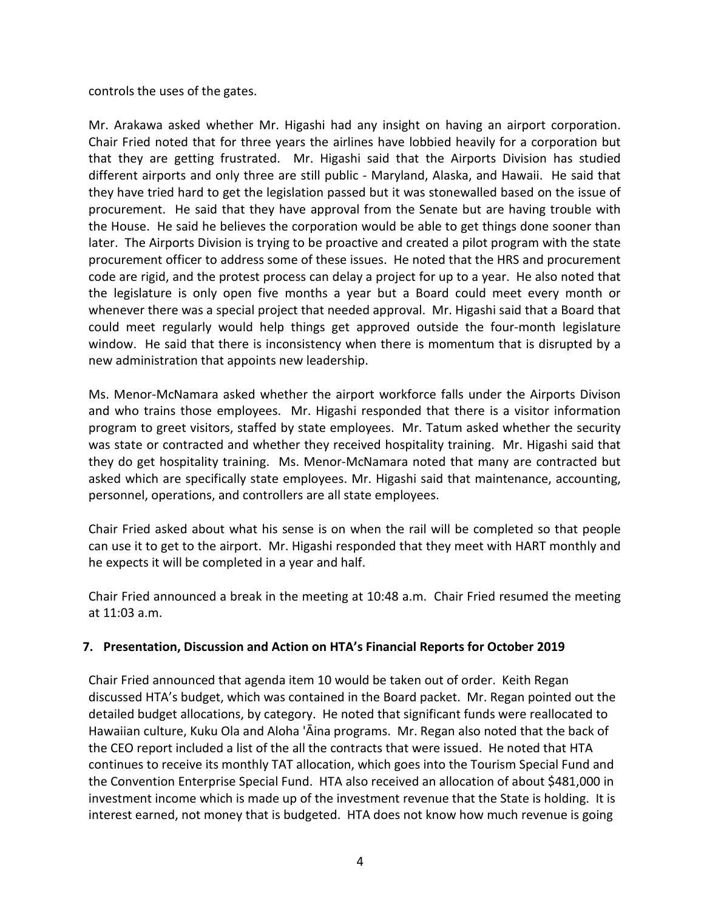controls the uses of the gates.

Mr. Arakawa asked whether Mr. Higashi had any insight on having an airport corporation. Chair Fried noted that for three years the airlines have lobbied heavily for a corporation but that they are getting frustrated. Mr. Higashi said that the Airports Division has studied different airports and only three are still public - Maryland, Alaska, and Hawaii. He said that they have tried hard to get the legislation passed but it was stonewalled based on the issue of procurement. He said that they have approval from the Senate but are having trouble with the House. He said he believes the corporation would be able to get things done sooner than later. The Airports Division is trying to be proactive and created a pilot program with the state procurement officer to address some of these issues. He noted that the HRS and procurement code are rigid, and the protest process can delay a project for up to a year. He also noted that the legislature is only open five months a year but a Board could meet every month or whenever there was a special project that needed approval. Mr. Higashi said that a Board that could meet regularly would help things get approved outside the four-month legislature window. He said that there is inconsistency when there is momentum that is disrupted by a new administration that appoints new leadership.

Ms. Menor-McNamara asked whether the airport workforce falls under the Airports Divison and who trains those employees. Mr. Higashi responded that there is a visitor information program to greet visitors, staffed by state employees. Mr. Tatum asked whether the security was state or contracted and whether they received hospitality training. Mr. Higashi said that they do get hospitality training. Ms. Menor-McNamara noted that many are contracted but asked which are specifically state employees. Mr. Higashi said that maintenance, accounting, personnel, operations, and controllers are all state employees.

Chair Fried asked about what his sense is on when the rail will be completed so that people can use it to get to the airport. Mr. Higashi responded that they meet with HART monthly and he expects it will be completed in a year and half.

Chair Fried announced a break in the meeting at 10:48 a.m. Chair Fried resumed the meeting at 11:03 a.m.

## 7. Presentation, Discussion and Action on HTA's Financial Reports for October 2019

Chair Fried announced that agenda item 10 would be taken out of order. Keith Regan discussed HTA's budget, which was contained in the Board packet. Mr. Regan pointed out the detailed budget allocations, by category. He noted that significant funds were reallocated to Hawaiian culture, Kuku Ola and Aloha 'Āina programs. Mr. Regan also noted that the back of the CEO report included a list of the all the contracts that were issued. He noted that HTA continues to receive its monthly TAT allocation, which goes into the Tourism Special Fund and the Convention Enterprise Special Fund. HTA also received an allocation of about $481,000 in investment income which is made up of the investment revenue that the State is holding. It is interest earned, not money that is budgeted. HTA does not know how much revenue is going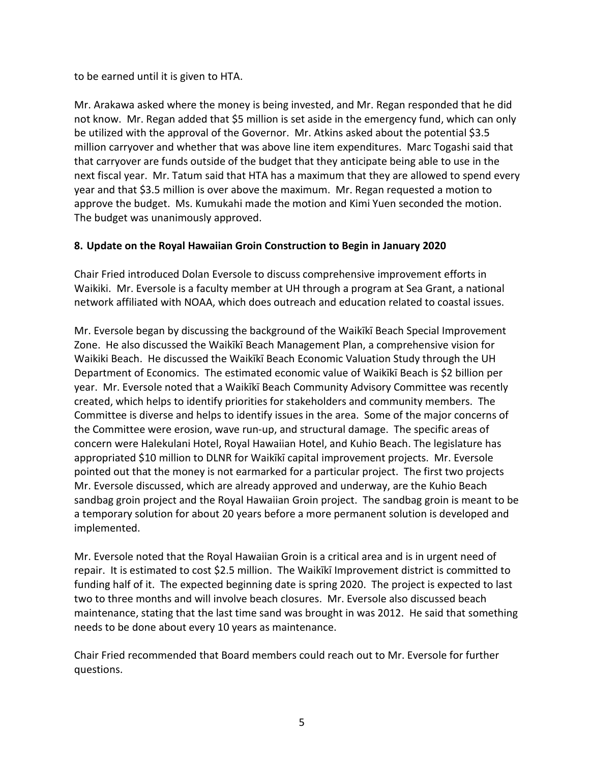to be earned until it is given to HTA.

Mr. Arakawa asked where the money is being invested, and Mr. Regan responded that he did not know. Mr. Regan added that $5 million is set aside in the emergency fund, which can only be utilized with the approval of the Governor. Mr. Atkins asked about the potential $3.5 million carryover and whether that was above line item expenditures. Marc Togashi said that that carryover are funds outside of the budget that they anticipate being able to use in the next fiscal year. Mr. Tatum said that HTA has a maximum that they are allowed to spend every year and that $3.5 million is over above the maximum. Mr. Regan requested a motion to approve the budget. Ms. Kumukahi made the motion and Kimi Yuen seconded the motion. The budget was unanimously approved.

## 8. Update on the Royal Hawaiian Groin Construction to Begin in January 2020

Chair Fried introduced Dolan Eversole to discuss comprehensive improvement efforts in Waikiki. Mr. Eversole is a faculty member at UH through a program at Sea Grant, a national network affiliated with NOAA, which does outreach and education related to coastal issues.

Mr. Eversole began by discussing the background of the Waikīkī Beach Special Improvement Zone. He also discussed the Waikīkī Beach Management Plan, a comprehensive vision for Waikiki Beach. He discussed the Waikīkī Beach Economic Valuation Study through the UH Department of Economics. The estimated economic value of Waikīkī Beach is $2 billion per year. Mr. Eversole noted that a Waikīkī Beach Community Advisory Committee was recently created, which helps to identify priorities for stakeholders and community members. The Committee is diverse and helps to identify issues in the area. Some of the major concerns of the Committee were erosion, wave run-up, and structural damage. The specific areas of concern were Halekulani Hotel, Royal Hawaiian Hotel, and Kuhio Beach. The legislature has appropriated $10 million to DLNR for Waikīkī capital improvement projects. Mr. Eversole pointed out that the money is not earmarked for a particular project. The first two projects Mr. Eversole discussed, which are already approved and underway, are the Kuhio Beach sandbag groin project and the Royal Hawaiian Groin project. The sandbag groin is meant to be a temporary solution for about 20 years before a more permanent solution is developed and implemented.

Mr. Eversole noted that the Royal Hawaiian Groin is a critical area and is in urgent need of repair. It is estimated to cost $2.5 million. The Waikīkī Improvement district is committed to funding half of it. The expected beginning date is spring 2020. The project is expected to last two to three months and will involve beach closures. Mr. Eversole also discussed beach maintenance, stating that the last time sand was brought in was 2012. He said that something needs to be done about every 10 years as maintenance.

Chair Fried recommended that Board members could reach out to Mr. Eversole for further questions.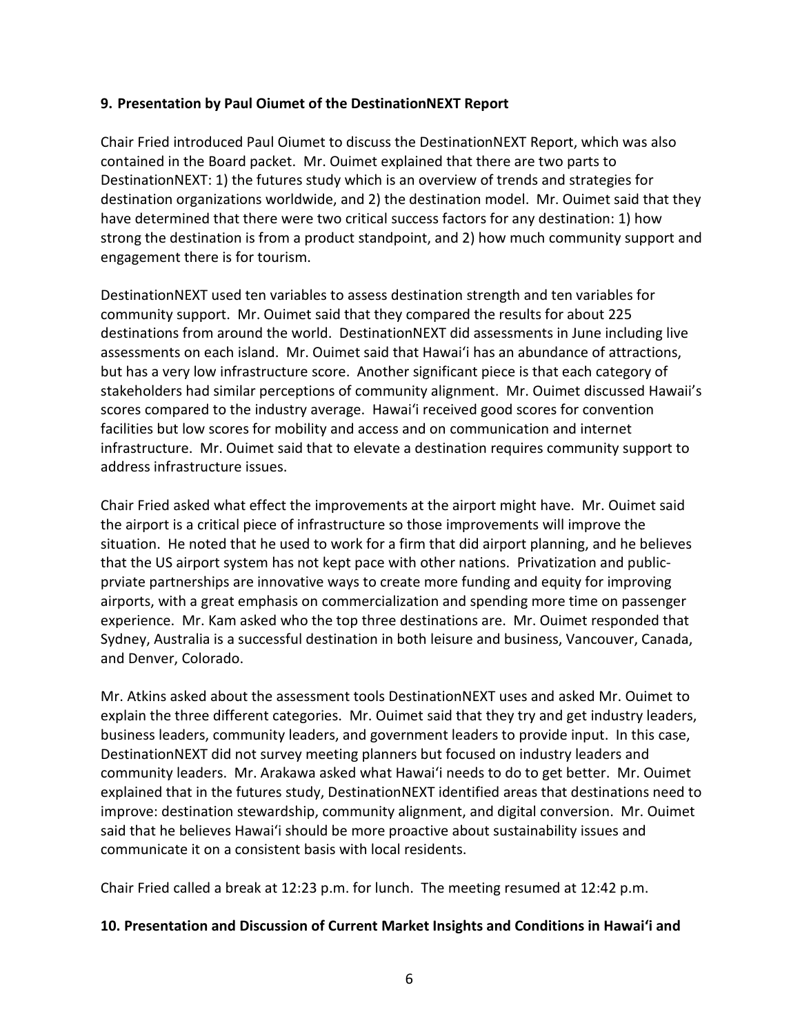**9. Presentation by Paul Oiumet of the DestinationNEXT Report**

Chair Fried introduced Paul Oiumet to discuss the DestinationNEXT Report, which was also contained in the Board packet. Mr. Ouimet explained that there are two parts to DestinationNEXT: 1) the futures study which is an overview of trends and strategies for destination organizations worldwide, and 2) the destination model. Mr. Ouimet said that they have determined that there were two critical success factors for any destination: 1) how strong the destination is from a product standpoint, and 2) how much community support and engagement there is for tourism.

DestinationNEXT used ten variables to assess destination strength and ten variables for community support. Mr. Ouimet said that they compared the results for about 225 destinations from around the world. DestinationNEXT did assessments in June including live assessments on each island. Mr. Ouimet said that Hawaiʻi has an abundance of attractions, but has a very low infrastructure score. Another significant piece is that each category of stakeholders had similar perceptions of community alignment. Mr. Ouimet discussed Hawaii's scores compared to the industry average. Hawaiʻi received good scores for convention facilities but low scores for mobility and access and on communication and internet infrastructure. Mr. Ouimet said that to elevate a destination requires community support to address infrastructure issues.

Chair Fried asked what effect the improvements at the airport might have. Mr. Ouimet said the airport is a critical piece of infrastructure so those improvements will improve the situation. He noted that he used to work for a firm that did airport planning, and he believes that the US airport system has not kept pace with other nations. Privatization and public-prviate partnerships are innovative ways to create more funding and equity for improving airports, with a great emphasis on commercialization and spending more time on passenger experience. Mr. Kam asked who the top three destinations are. Mr. Ouimet responded that Sydney, Australia is a successful destination in both leisure and business, Vancouver, Canada, and Denver, Colorado.

Mr. Atkins asked about the assessment tools DestinationNEXT uses and asked Mr. Ouimet to explain the three different categories. Mr. Ouimet said that they try and get industry leaders, business leaders, community leaders, and government leaders to provide input. In this case, DestinationNEXT did not survey meeting planners but focused on industry leaders and community leaders. Mr. Arakawa asked what Hawaiʻi needs to do to get better. Mr. Ouimet explained that in the futures study, DestinationNEXT identified areas that destinations need to improve: destination stewardship, community alignment, and digital conversion. Mr. Ouimet said that he believes Hawaiʻi should be more proactive about sustainability issues and communicate it on a consistent basis with local residents.

Chair Fried called a break at 12:23 p.m. for lunch. The meeting resumed at 12:42 p.m.

**10. Presentation and Discussion of Current Market Insights and Conditions in Hawaiʻi and**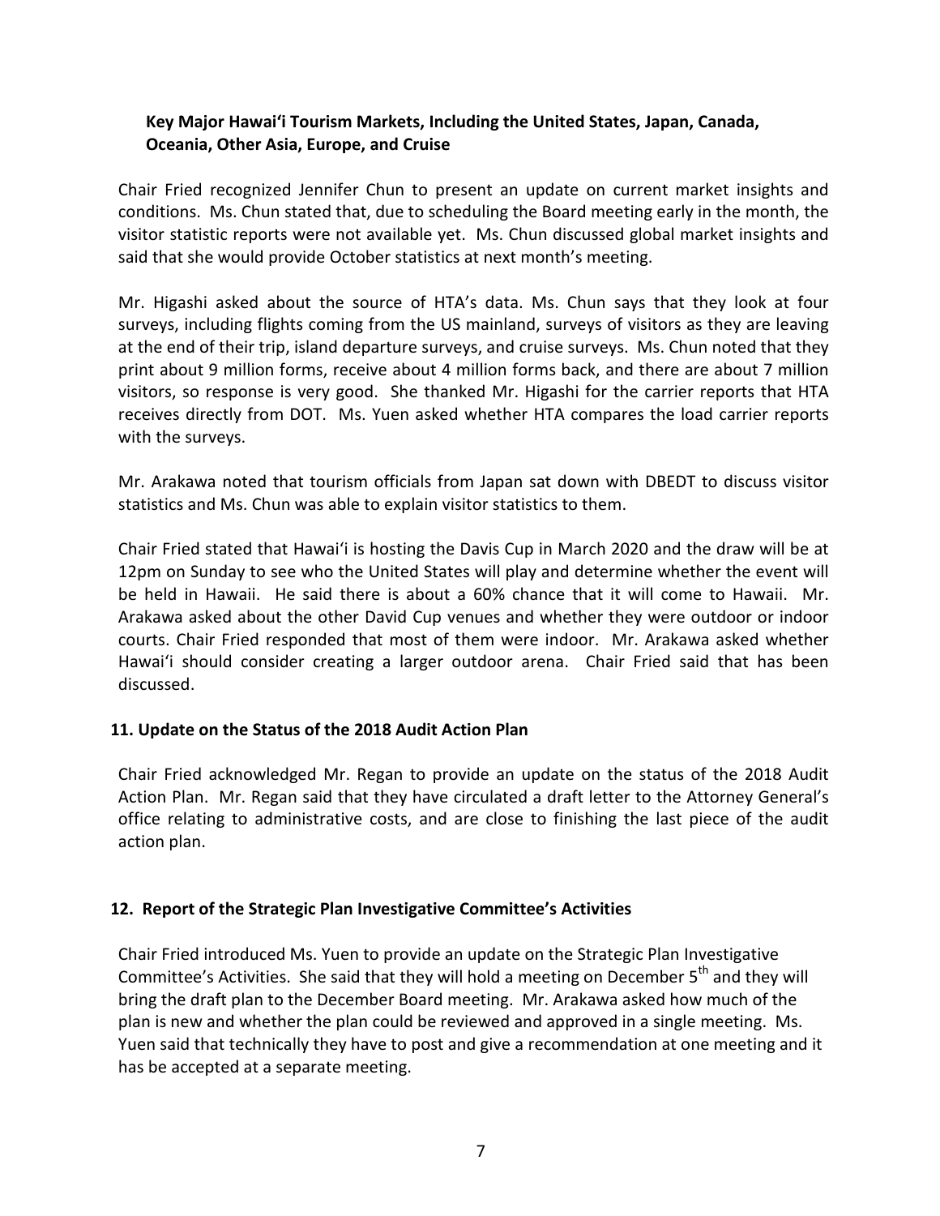**Key Major Hawai'i Tourism Markets, Including the United States, Japan, Canada, Oceania, Other Asia, Europe, and Cruise**

Chair Fried recognized Jennifer Chun to present an update on current market insights and conditions. Ms. Chun stated that, due to scheduling the Board meeting early in the month, the visitor statistic reports were not available yet. Ms. Chun discussed global market insights and said that she would provide October statistics at next month's meeting.

Mr. Higashi asked about the source of HTA's data. Ms. Chun says that they look at four surveys, including flights coming from the US mainland, surveys of visitors as they are leaving at the end of their trip, island departure surveys, and cruise surveys. Ms. Chun noted that they print about 9 million forms, receive about 4 million forms back, and there are about 7 million visitors, so response is very good. She thanked Mr. Higashi for the carrier reports that HTA receives directly from DOT. Ms. Yuen asked whether HTA compares the load carrier reports with the surveys.

Mr. Arakawa noted that tourism officials from Japan sat down with DBEDT to discuss visitor statistics and Ms. Chun was able to explain visitor statistics to them.

Chair Fried stated that Hawai'i is hosting the Davis Cup in March 2020 and the draw will be at 12pm on Sunday to see who the United States will play and determine whether the event will be held in Hawaii. He said there is about a 60% chance that it will come to Hawaii. Mr. Arakawa asked about the other David Cup venues and whether they were outdoor or indoor courts. Chair Fried responded that most of them were indoor. Mr. Arakawa asked whether Hawai'i should consider creating a larger outdoor arena. Chair Fried said that has been discussed.

## 11. Update on the Status of the 2018 Audit Action Plan

Chair Fried acknowledged Mr. Regan to provide an update on the status of the 2018 Audit Action Plan. Mr. Regan said that they have circulated a draft letter to the Attorney General's office relating to administrative costs, and are close to finishing the last piece of the audit action plan.

## 12. Report of the Strategic Plan Investigative Committee's Activities

Chair Fried introduced Ms. Yuen to provide an update on the Strategic Plan Investigative Committee's Activities. She said that they will hold a meeting on December 5th and they will bring the draft plan to the December Board meeting. Mr. Arakawa asked how much of the plan is new and whether the plan could be reviewed and approved in a single meeting. Ms. Yuen said that technically they have to post and give a recommendation at one meeting and it has be accepted at a separate meeting.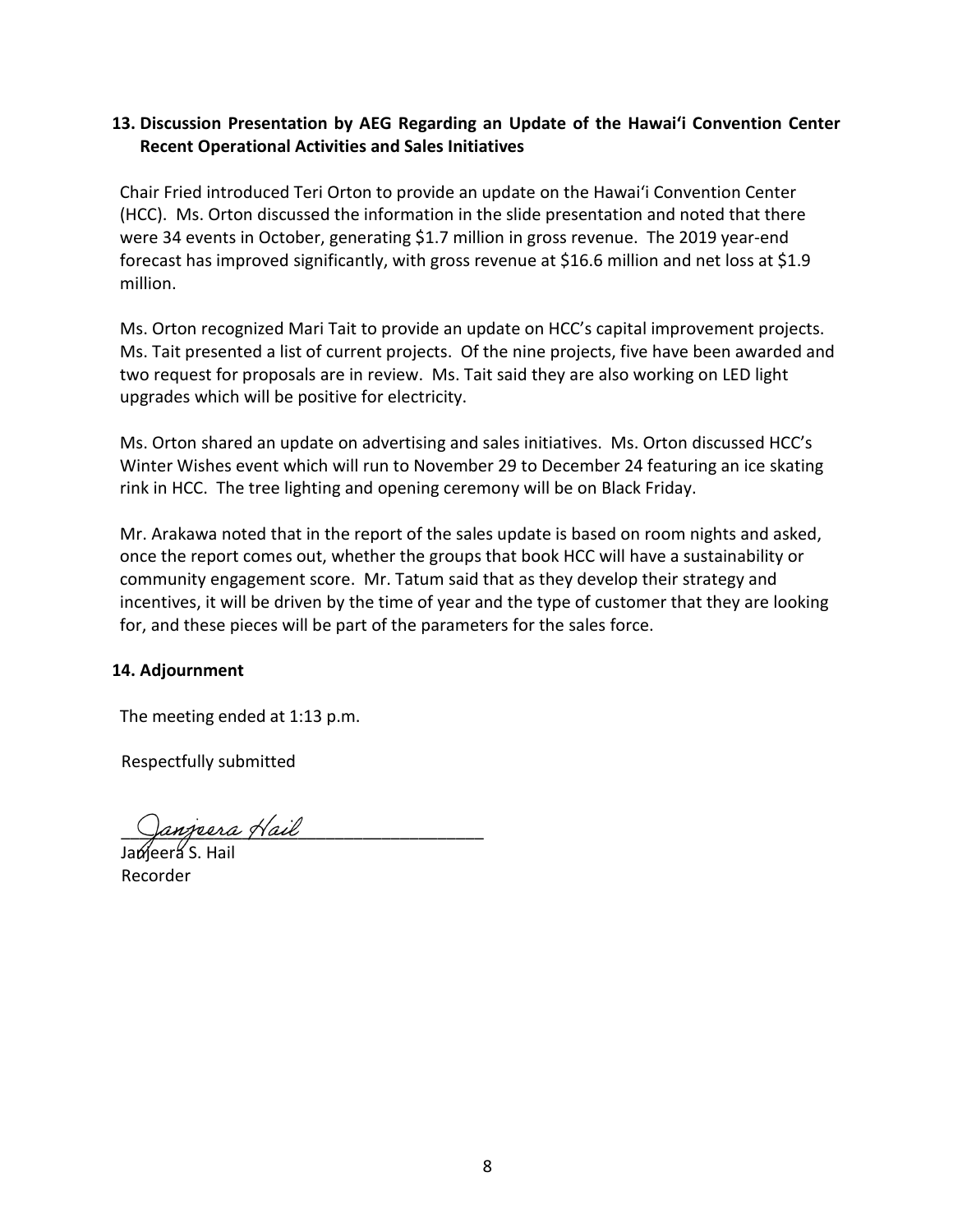## 13. Discussion Presentation by AEG Regarding an Update of the Hawai'i Convention Center Recent Operational Activities and Sales Initiatives

Chair Fried introduced Teri Orton to provide an update on the Hawai'i Convention Center (HCC). Ms. Orton discussed the information in the slide presentation and noted that there were 34 events in October, generating $1.7 million in gross revenue. The 2019 year-end forecast has improved significantly, with gross revenue at $16.6 million and net loss at $1.9 million.

Ms. Orton recognized Mari Tait to provide an update on HCC's capital improvement projects. Ms. Tait presented a list of current projects. Of the nine projects, five have been awarded and two request for proposals are in review. Ms. Tait said they are also working on LED light upgrades which will be positive for electricity.

Ms. Orton shared an update on advertising and sales initiatives. Ms. Orton discussed HCC's Winter Wishes event which will run to November 29 to December 24 featuring an ice skating rink in HCC. The tree lighting and opening ceremony will be on Black Friday.

Mr. Arakawa noted that in the report of the sales update is based on room nights and asked, once the report comes out, whether the groups that book HCC will have a sustainability or community engagement score. Mr. Tatum said that as they develop their strategy and incentives, it will be driven by the time of year and the type of customer that they are looking for, and these pieces will be part of the parameters for the sales force.

## 14. Adjournment

The meeting ended at 1:13 p.m.

Respectfully submitted

*Janjeera Hail*

Janjeera S. Hail
Recorder